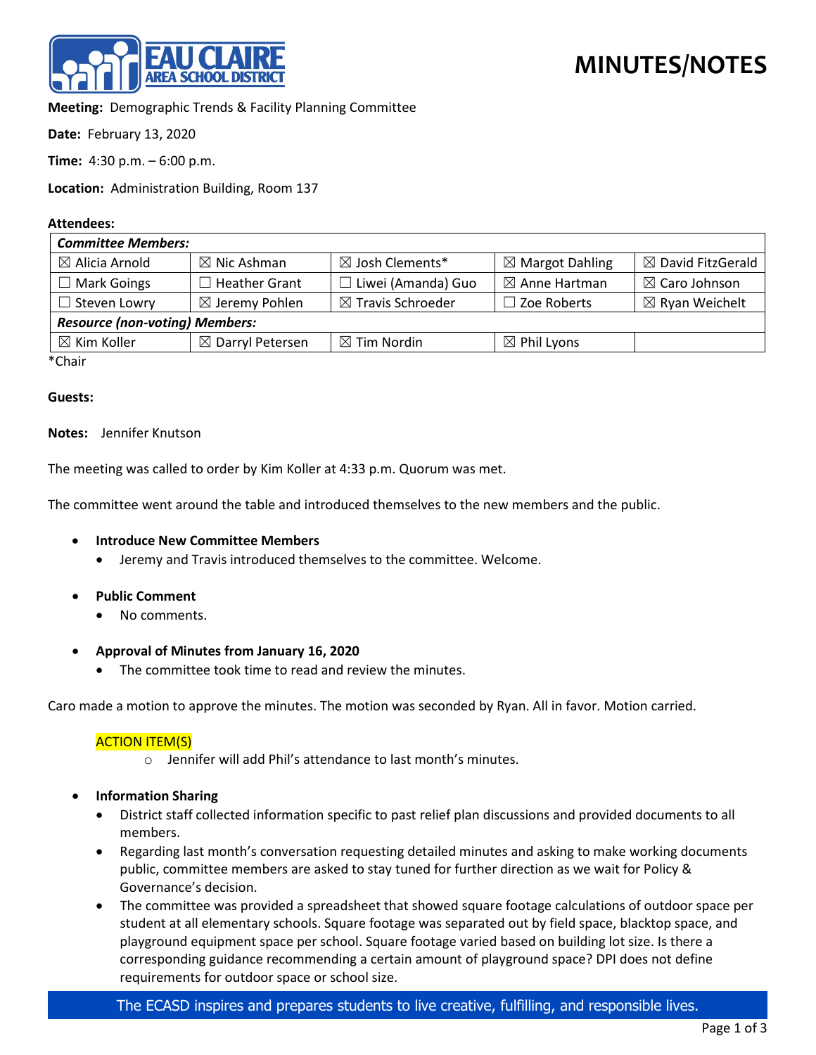# MINUTES/NOTES

**Meeting:** Demographic Trends & Facility Planning Committee

**Date:** February 13, 2020

**Time:** 4:30 p.m. – 6:00 p.m.

**Location:** Administration Building, Room 137

**Attendees:**

| ***Committee Members:*** | | | | |
|---|---|---|---|---|
| ☒ Alicia Arnold | ☒ Nic Ashman | ☒ Josh Clements* | ☒ Margot Dahling | ☒ David FitzGerald |
| ☐ Mark Goings | ☐ Heather Grant | ☐ Liwei (Amanda) Guo | ☒ Anne Hartman | ☒ Caro Johnson |
| ☐ Steven Lowry | ☒ Jeremy Pohlen | ☒ Travis Schroeder | ☐ Zoe Roberts | ☒ Ryan Weichelt |
| ***Resource (non-voting) Members:*** | | | | |
| ☒ Kim Koller | ☒ Darryl Petersen | ☒ Tim Nordin | ☒ Phil Lyons | |

*Chair

**Guests:**

**Notes:** Jennifer Knutson

The meeting was called to order by Kim Koller at 4:33 p.m. Quorum was met.

The committee went around the table and introduced themselves to the new members and the public.

- **Introduce New Committee Members**
  - Jeremy and Travis introduced themselves to the committee. Welcome.

- **Public Comment**
  - No comments.

- **Approval of Minutes from January 16, 2020**
  - The committee took time to read and review the minutes.

Caro made a motion to approve the minutes. The motion was seconded by Ryan. All in favor. Motion carried.

ACTION ITEM(S)

- Jennifer will add Phil's attendance to last month's minutes.

- **Information Sharing**
  - District staff collected information specific to past relief plan discussions and provided documents to all members.
  - Regarding last month's conversation requesting detailed minutes and asking to make working documents public, committee members are asked to stay tuned for further direction as we wait for Policy & Governance's decision.
  - The committee was provided a spreadsheet that showed square footage calculations of outdoor space per student at all elementary schools. Square footage was separated out by field space, blacktop space, and playground equipment space per school. Square footage varied based on building lot size. Is there a corresponding guidance recommending a certain amount of playground space? DPI does not define requirements for outdoor space or school size.

The ECASD inspires and prepares students to live creative, fulfilling, and responsible lives.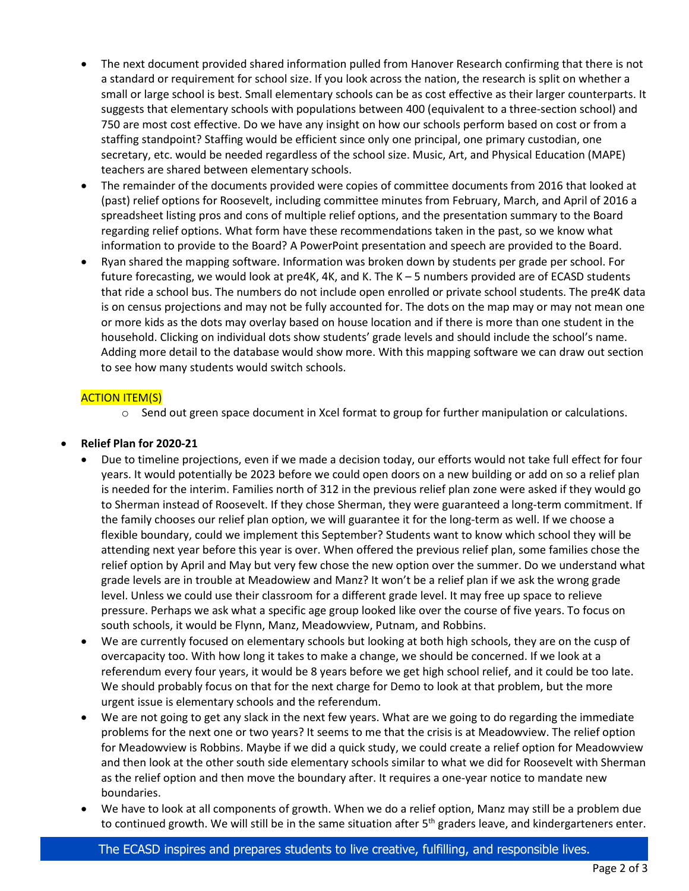- The next document provided shared information pulled from Hanover Research confirming that there is not a standard or requirement for school size. If you look across the nation, the research is split on whether a small or large school is best. Small elementary schools can be as cost effective as their larger counterparts. It suggests that elementary schools with populations between 400 (equivalent to a three-section school) and 750 are most cost effective. Do we have any insight on how our schools perform based on cost or from a staffing standpoint? Staffing would be efficient since only one principal, one primary custodian, one secretary, etc. would be needed regardless of the school size. Music, Art, and Physical Education (MAPE) teachers are shared between elementary schools.
- The remainder of the documents provided were copies of committee documents from 2016 that looked at (past) relief options for Roosevelt, including committee minutes from February, March, and April of 2016 a spreadsheet listing pros and cons of multiple relief options, and the presentation summary to the Board regarding relief options. What form have these recommendations taken in the past, so we know what information to provide to the Board? A PowerPoint presentation and speech are provided to the Board.
- Ryan shared the mapping software. Information was broken down by students per grade per school. For future forecasting, we would look at pre4K, 4K, and K. The K – 5 numbers provided are of ECASD students that ride a school bus. The numbers do not include open enrolled or private school students. The pre4K data is on census projections and may not be fully accounted for. The dots on the map may or may not mean one or more kids as the dots may overlay based on house location and if there is more than one student in the household. Clicking on individual dots show students' grade levels and should include the school's name. Adding more detail to the database would show more. With this mapping software we can draw out section to see how many students would switch schools.

ACTION ITEM(S)

- Send out green space document in Xcel format to group for further manipulation or calculations.

- **Relief Plan for 2020-21**
  - Due to timeline projections, even if we made a decision today, our efforts would not take full effect for four years. It would potentially be 2023 before we could open doors on a new building or add on so a relief plan is needed for the interim. Families north of 312 in the previous relief plan zone were asked if they would go to Sherman instead of Roosevelt. If they chose Sherman, they were guaranteed a long-term commitment. If the family chooses our relief plan option, we will guarantee it for the long-term as well. If we choose a flexible boundary, could we implement this September? Students want to know which school they will be attending next year before this year is over. When offered the previous relief plan, some families chose the relief option by April and May but very few chose the new option over the summer. Do we understand what grade levels are in trouble at Meadowiew and Manz? It won't be a relief plan if we ask the wrong grade level. Unless we could use their classroom for a different grade level. It may free up space to relieve pressure. Perhaps we ask what a specific age group looked like over the course of five years. To focus on south schools, it would be Flynn, Manz, Meadowview, Putnam, and Robbins.
  - We are currently focused on elementary schools but looking at both high schools, they are on the cusp of overcapacity too. With how long it takes to make a change, we should be concerned. If we look at a referendum every four years, it would be 8 years before we get high school relief, and it could be too late. We should probably focus on that for the next charge for Demo to look at that problem, but the more urgent issue is elementary schools and the referendum.
  - We are not going to get any slack in the next few years. What are we going to do regarding the immediate problems for the next one or two years? It seems to me that the crisis is at Meadowview. The relief option for Meadowview is Robbins. Maybe if we did a quick study, we could create a relief option for Meadowview and then look at the other south side elementary schools similar to what we did for Roosevelt with Sherman as the relief option and then move the boundary after. It requires a one-year notice to mandate new boundaries.
  - We have to look at all components of growth. When we do a relief option, Manz may still be a problem due to continued growth. We will still be in the same situation after 5th graders leave, and kindergarteners enter.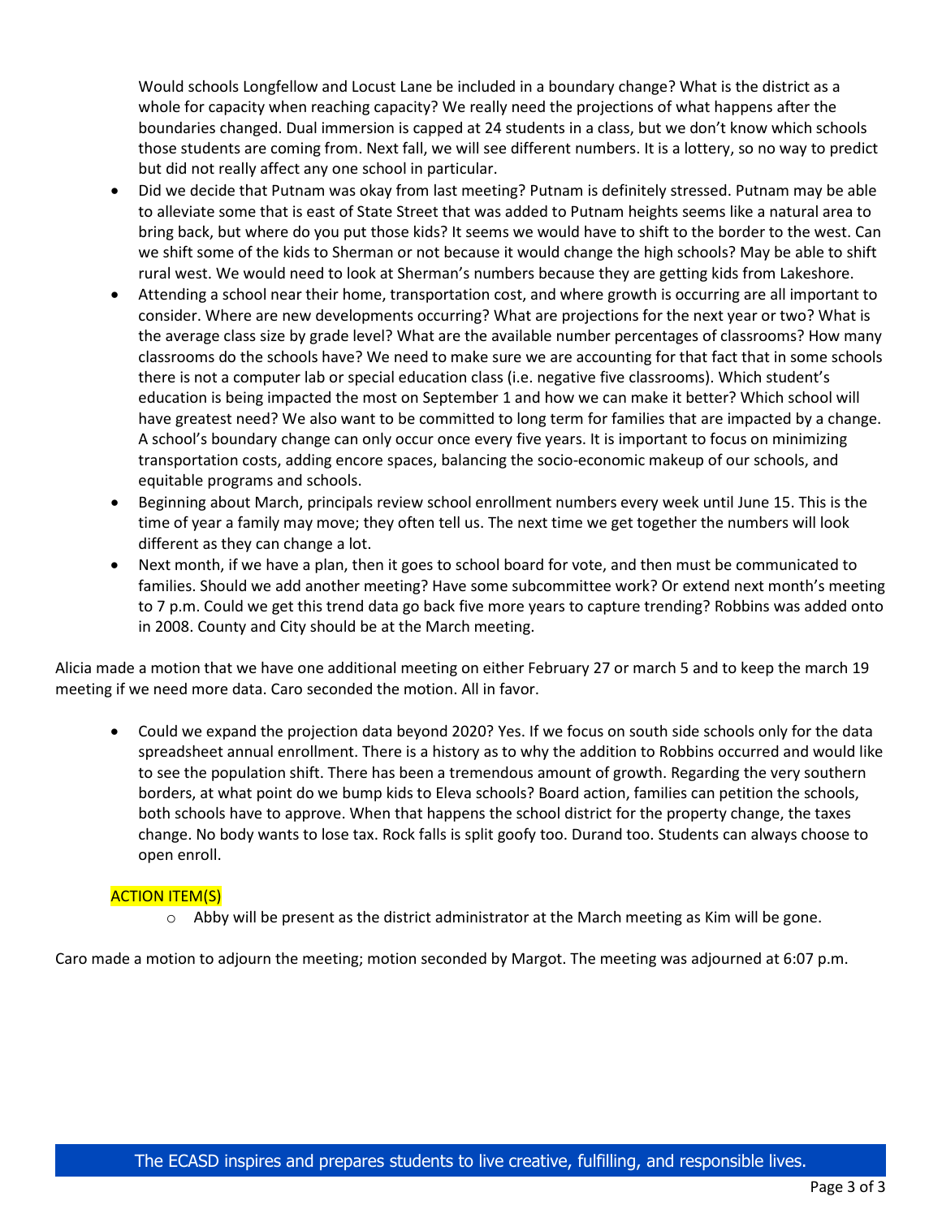Would schools Longfellow and Locust Lane be included in a boundary change? What is the district as a whole for capacity when reaching capacity? We really need the projections of what happens after the boundaries changed. Dual immersion is capped at 24 students in a class, but we don't know which schools those students are coming from. Next fall, we will see different numbers. It is a lottery, so no way to predict but did not really affect any one school in particular.

- Did we decide that Putnam was okay from last meeting? Putnam is definitely stressed. Putnam may be able to alleviate some that is east of State Street that was added to Putnam heights seems like a natural area to bring back, but where do you put those kids? It seems we would have to shift to the border to the west. Can we shift some of the kids to Sherman or not because it would change the high schools? May be able to shift rural west. We would need to look at Sherman's numbers because they are getting kids from Lakeshore.
- Attending a school near their home, transportation cost, and where growth is occurring are all important to consider. Where are new developments occurring? What are projections for the next year or two? What is the average class size by grade level? What are the available number percentages of classrooms? How many classrooms do the schools have? We need to make sure we are accounting for that fact that in some schools there is not a computer lab or special education class (i.e. negative five classrooms). Which student's education is being impacted the most on September 1 and how we can make it better? Which school will have greatest need? We also want to be committed to long term for families that are impacted by a change. A school's boundary change can only occur once every five years. It is important to focus on minimizing transportation costs, adding encore spaces, balancing the socio-economic makeup of our schools, and equitable programs and schools.
- Beginning about March, principals review school enrollment numbers every week until June 15. This is the time of year a family may move; they often tell us. The next time we get together the numbers will look different as they can change a lot.
- Next month, if we have a plan, then it goes to school board for vote, and then must be communicated to families. Should we add another meeting? Have some subcommittee work? Or extend next month's meeting to 7 p.m. Could we get this trend data go back five more years to capture trending? Robbins was added onto in 2008. County and City should be at the March meeting.

Alicia made a motion that we have one additional meeting on either February 27 or march 5 and to keep the march 19 meeting if we need more data. Caro seconded the motion. All in favor.

- Could we expand the projection data beyond 2020? Yes. If we focus on south side schools only for the data spreadsheet annual enrollment. There is a history as to why the addition to Robbins occurred and would like to see the population shift. There has been a tremendous amount of growth. Regarding the very southern borders, at what point do we bump kids to Eleva schools? Board action, families can petition the schools, both schools have to approve. When that happens the school district for the property change, the taxes change. No body wants to lose tax. Rock falls is split goofy too. Durand too. Students can always choose to open enroll.

ACTION ITEM(S)

- Abby will be present as the district administrator at the March meeting as Kim will be gone.

Caro made a motion to adjourn the meeting; motion seconded by Margot. The meeting was adjourned at 6:07 p.m.

The ECASD inspires and prepares students to live creative, fulfilling, and responsible lives.